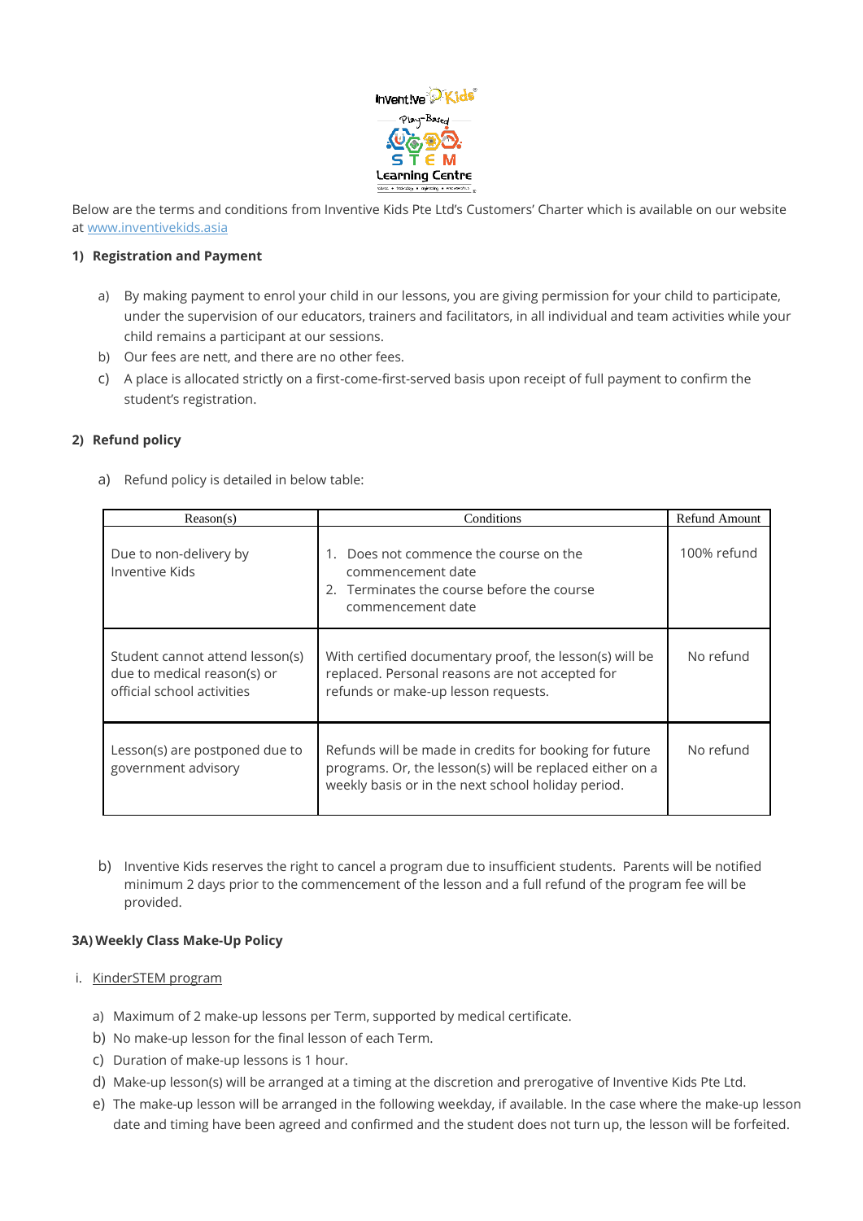Below are the terms and conditions from Inventive Kids Pte Ltd's Customers' Charter which is available on our website at [www.inventivekids.asia](http://www.inventivekids.asia)

**1) Registration and Payment**

a) By making payment to enrol your child in our lessons, you are giving permission for your child to participate, under the supervision of our educators, trainers and facilitators, in all individual and team activities while your child remains a participant at our sessions.

b) Our fees are nett, and there are no other fees.

c) A place is allocated strictly on a first-come-first-served basis upon receipt of full payment to confirm the student's registration.

**2) Refund policy**

a) Refund policy is detailed in below table:

| Reason(s) | Conditions | Refund Amount |
|---|---|---|
| Due to non-delivery by Inventive Kids | 1. Does not commence the course on the commencement date<br>2. Terminates the course before the course commencement date | 100% refund |
| Student cannot attend lesson(s) due to medical reason(s) or official school activities | With certified documentary proof, the lesson(s) will be replaced. Personal reasons are not accepted for refunds or make-up lesson requests. | No refund |
| Lesson(s) are postponed due to government advisory | Refunds will be made in credits for booking for future programs. Or, the lesson(s) will be replaced either on a weekly basis or in the next school holiday period. | No refund |

b) Inventive Kids reserves the right to cancel a program due to insufficient students. Parents will be notified minimum 2 days prior to the commencement of the lesson and a full refund of the program fee will be provided.

**3A) Weekly Class Make-Up Policy**

i. <u>KinderSTEM program</u>

a) Maximum of 2 make-up lessons per Term, supported by medical certificate.

b) No make-up lesson for the final lesson of each Term.

c) Duration of make-up lessons is 1 hour.

d) Make-up lesson(s) will be arranged at a timing at the discretion and prerogative of Inventive Kids Pte Ltd.

e) The make-up lesson will be arranged in the following weekday, if available. In the case where the make-up lesson date and timing have been agreed and confirmed and the student does not turn up, the lesson will be forfeited.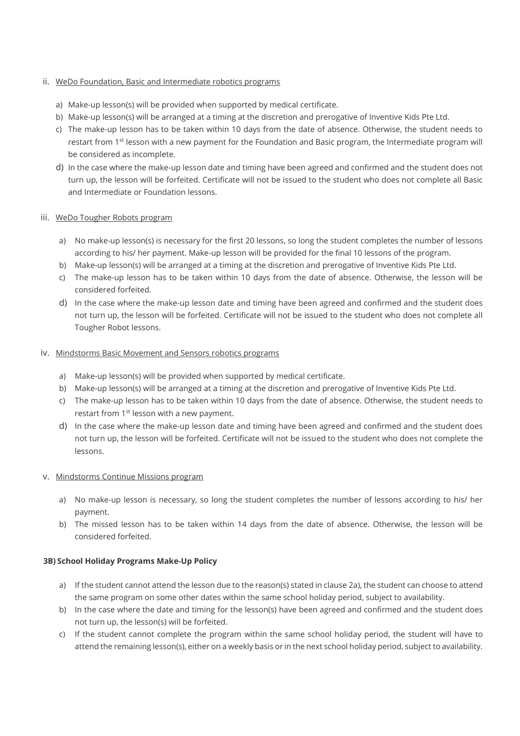ii. WeDo Foundation, Basic and Intermediate robotics programs

a) Make-up lesson(s) will be provided when supported by medical certificate.
b) Make-up lesson(s) will be arranged at a timing at the discretion and prerogative of Inventive Kids Pte Ltd.
c) The make-up lesson has to be taken within 10 days from the date of absence. Otherwise, the student needs to restart from 1st lesson with a new payment for the Foundation and Basic program, the Intermediate program will be considered as incomplete.
d) In the case where the make-up lesson date and timing have been agreed and confirmed and the student does not turn up, the lesson will be forfeited. Certificate will not be issued to the student who does not complete all Basic and Intermediate or Foundation lessons.

iii. WeDo Tougher Robots program

a) No make-up lesson(s) is necessary for the first 20 lessons, so long the student completes the number of lessons according to his/ her payment. Make-up lesson will be provided for the final 10 lessons of the program.
b) Make-up lesson(s) will be arranged at a timing at the discretion and prerogative of Inventive Kids Pte Ltd.
c) The make-up lesson has to be taken within 10 days from the date of absence. Otherwise, the lesson will be considered forfeited.
d) In the case where the make-up lesson date and timing have been agreed and confirmed and the student does not turn up, the lesson will be forfeited. Certificate will not be issued to the student who does not complete all Tougher Robot lessons.

iv. Mindstorms Basic Movement and Sensors robotics programs

a) Make-up lesson(s) will be provided when supported by medical certificate.
b) Make-up lesson(s) will be arranged at a timing at the discretion and prerogative of Inventive Kids Pte Ltd.
c) The make-up lesson has to be taken within 10 days from the date of absence. Otherwise, the student needs to restart from 1st lesson with a new payment.
d) In the case where the make-up lesson date and timing have been agreed and confirmed and the student does not turn up, the lesson will be forfeited. Certificate will not be issued to the student who does not complete the lessons.

v. Mindstorms Continue Missions program

a) No make-up lesson is necessary, so long the student completes the number of lessons according to his/ her payment.
b) The missed lesson has to be taken within 14 days from the date of absence. Otherwise, the lesson will be considered forfeited.

**3B) School Holiday Programs Make-Up Policy**

a) If the student cannot attend the lesson due to the reason(s) stated in clause 2a), the student can choose to attend the same program on some other dates within the same school holiday period, subject to availability.
b) In the case where the date and timing for the lesson(s) have been agreed and confirmed and the student does not turn up, the lesson(s) will be forfeited.
c) If the student cannot complete the program within the same school holiday period, the student will have to attend the remaining lesson(s), either on a weekly basis or in the next school holiday period, subject to availability.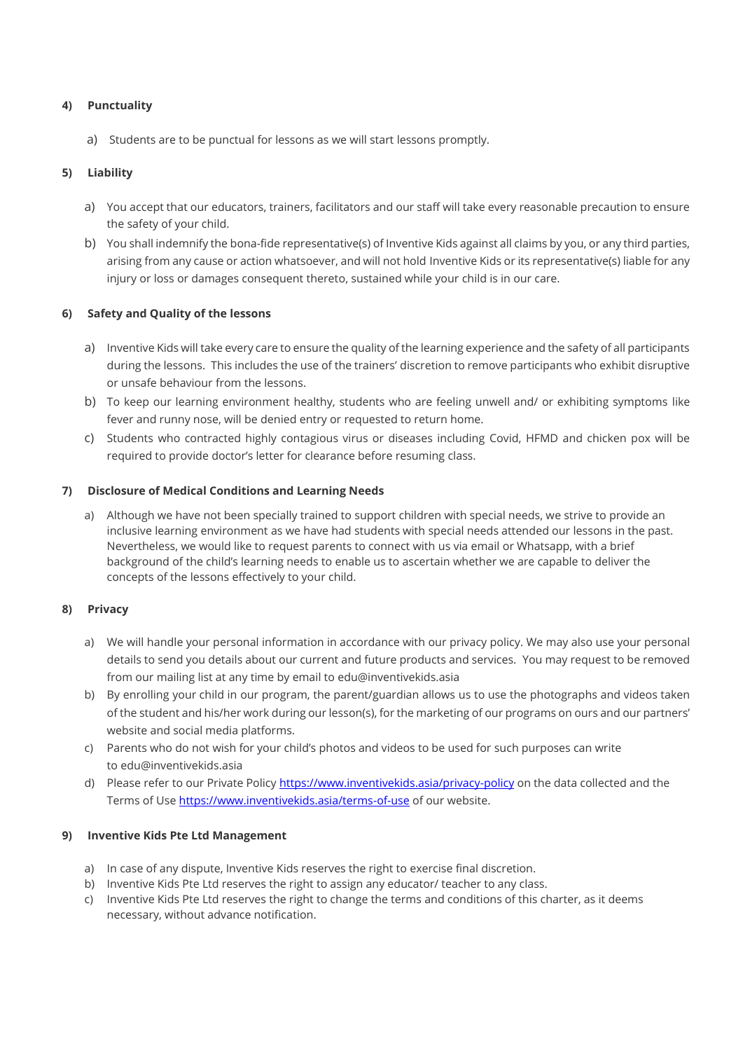**4) Punctuality**

a) Students are to be punctual for lessons as we will start lessons promptly.

**5) Liability**

a) You accept that our educators, trainers, facilitators and our staff will take every reasonable precaution to ensure the safety of your child.

b) You shall indemnify the bona-fide representative(s) of Inventive Kids against all claims by you, or any third parties, arising from any cause or action whatsoever, and will not hold Inventive Kids or its representative(s) liable for any injury or loss or damages consequent thereto, sustained while your child is in our care.

**6) Safety and Quality of the lessons**

a) Inventive Kids will take every care to ensure the quality of the learning experience and the safety of all participants during the lessons. This includes the use of the trainers' discretion to remove participants who exhibit disruptive or unsafe behaviour from the lessons.

b) To keep our learning environment healthy, students who are feeling unwell and/ or exhibiting symptoms like fever and runny nose, will be denied entry or requested to return home.

c) Students who contracted highly contagious virus or diseases including Covid, HFMD and chicken pox will be required to provide doctor's letter for clearance before resuming class.

**7) Disclosure of Medical Conditions and Learning Needs**

a) Although we have not been specially trained to support children with special needs, we strive to provide an inclusive learning environment as we have had students with special needs attended our lessons in the past. Nevertheless, we would like to request parents to connect with us via email or Whatsapp, with a brief background of the child's learning needs to enable us to ascertain whether we are capable to deliver the concepts of the lessons effectively to your child.

**8) Privacy**

a) We will handle your personal information in accordance with our privacy policy. We may also use your personal details to send you details about our current and future products and services. You may request to be removed from our mailing list at any time by email to edu@inventivekids.asia

b) By enrolling your child in our program, the parent/guardian allows us to use the photographs and videos taken of the student and his/her work during our lesson(s), for the marketing of our programs on ours and our partners' website and social media platforms.

c) Parents who do not wish for your child's photos and videos to be used for such purposes can write to edu@inventivekids.asia

d) Please refer to our Private Policy [https://www.inventivekids.asia/privacy-policy](https://www.inventivekids.asia/privacy-policy) on the data collected and the Terms of Use [https://www.inventivekids.asia/terms-of-use](https://www.inventivekids.asia/terms-of-use) of our website.

**9) Inventive Kids Pte Ltd Management**

a) In case of any dispute, Inventive Kids reserves the right to exercise final discretion.

b) Inventive Kids Pte Ltd reserves the right to assign any educator/ teacher to any class.

c) Inventive Kids Pte Ltd reserves the right to change the terms and conditions of this charter, as it deems necessary, without advance notification.